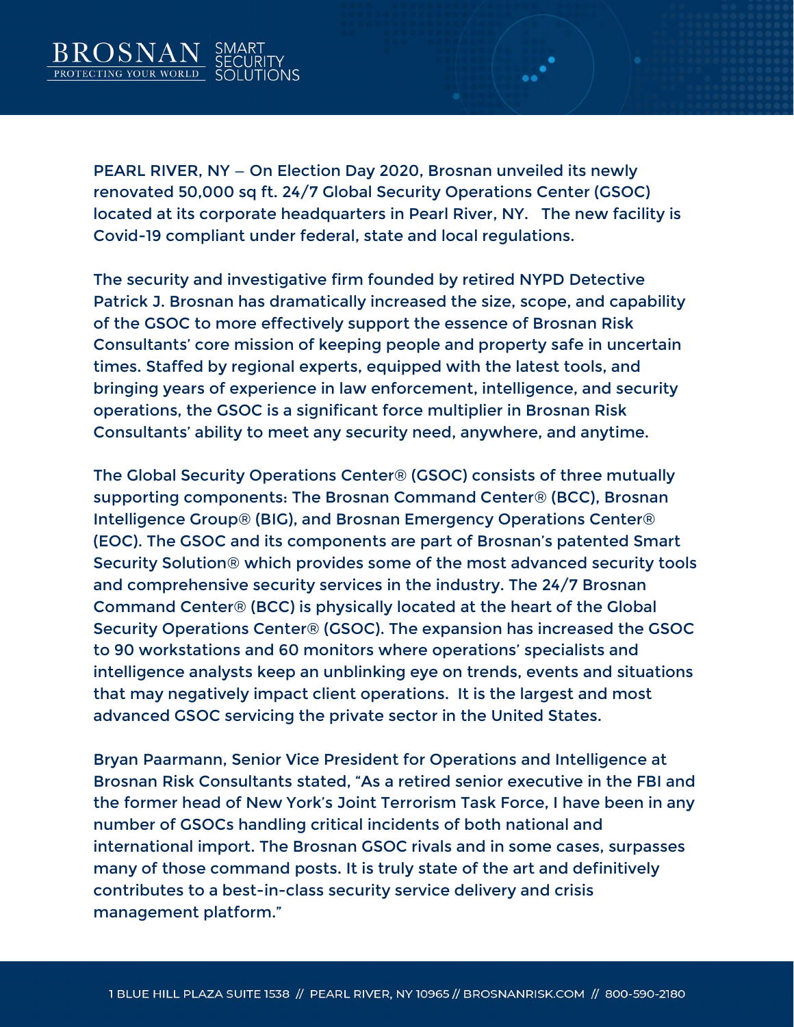PEARL RIVER, NY – On Election Day 2020, Brosnan unveiled its newly renovated 50,000 sq ft. 24/7 Global Security Operations Center (GSOC) located at its corporate headquarters in Pearl River, NY. The new facility is Covid-19 compliant under federal, state and local regulations.

The security and investigative firm founded by retired NYPD Detective Patrick J. Brosnan has dramatically increased the size, scope, and capability of the GSOC to more effectively support the essence of Brosnan Risk Consultants' core mission of keeping people and property safe in uncertain times. Staffed by regional experts, equipped with the latest tools, and bringing years of experience in law enforcement, intelligence, and security operations, the GSOC is a significant force multiplier in Brosnan Risk Consultants' ability to meet any security need, anywhere, and anytime.

The Global Security Operations Center® (GSOC) consists of three mutually supporting components: The Brosnan Command Center® (BCC), Brosnan Intelligence Group® (BIG), and Brosnan Emergency Operations Center® (EOC). The GSOC and its components are part of Brosnan's patented Smart Security Solution® which provides some of the most advanced security tools and comprehensive security services in the industry. The 24/7 Brosnan Command Center® (BCC) is physically located at the heart of the Global Security Operations Center® (GSOC). The expansion has increased the GSOC to 90 workstations and 60 monitors where operations' specialists and intelligence analysts keep an unblinking eye on trends, events and situations that may negatively impact client operations. It is the largest and most advanced GSOC servicing the private sector in the United States.

Bryan Paarmann, Senior Vice President for Operations and Intelligence at Brosnan Risk Consultants stated, "As a retired senior executive in the FBI and the former head of New York's Joint Terrorism Task Force, I have been in any number of GSOCs handling critical incidents of both national and international import. The Brosnan GSOC rivals and in some cases, surpasses many of those command posts. It is truly state of the art and definitively contributes to a best-in-class security service delivery and crisis management platform."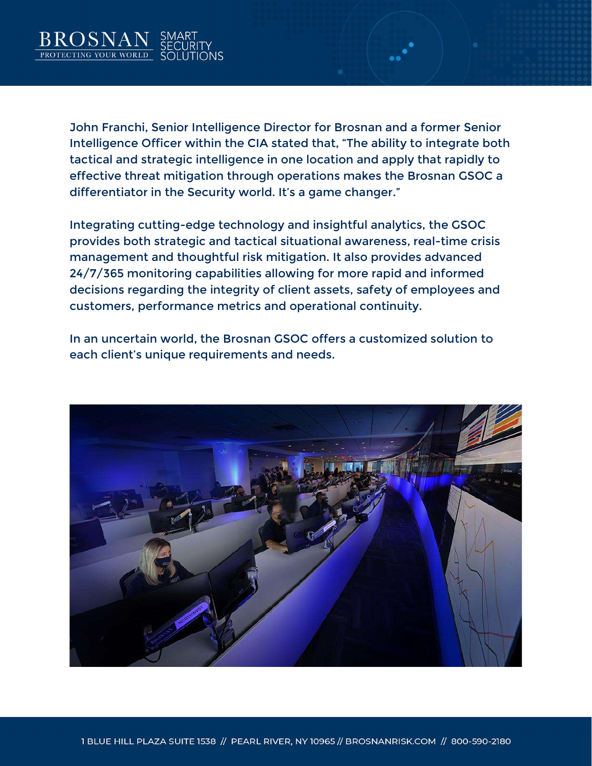John Franchi, Senior Intelligence Director for Brosnan and a former Senior Intelligence Officer within the CIA stated that, "The ability to integrate both tactical and strategic intelligence in one location and apply that rapidly to effective threat mitigation through operations makes the Brosnan GSOC a differentiator in the Security world. It's a game changer."

Integrating cutting-edge technology and insightful analytics, the GSOC provides both strategic and tactical situational awareness, real-time crisis management and thoughtful risk mitigation. It also provides advanced 24/7/365 monitoring capabilities allowing for more rapid and informed decisions regarding the integrity of client assets, safety of employees and customers, performance metrics and operational continuity.

In an uncertain world, the Brosnan GSOC offers a customized solution to each client's unique requirements and needs.